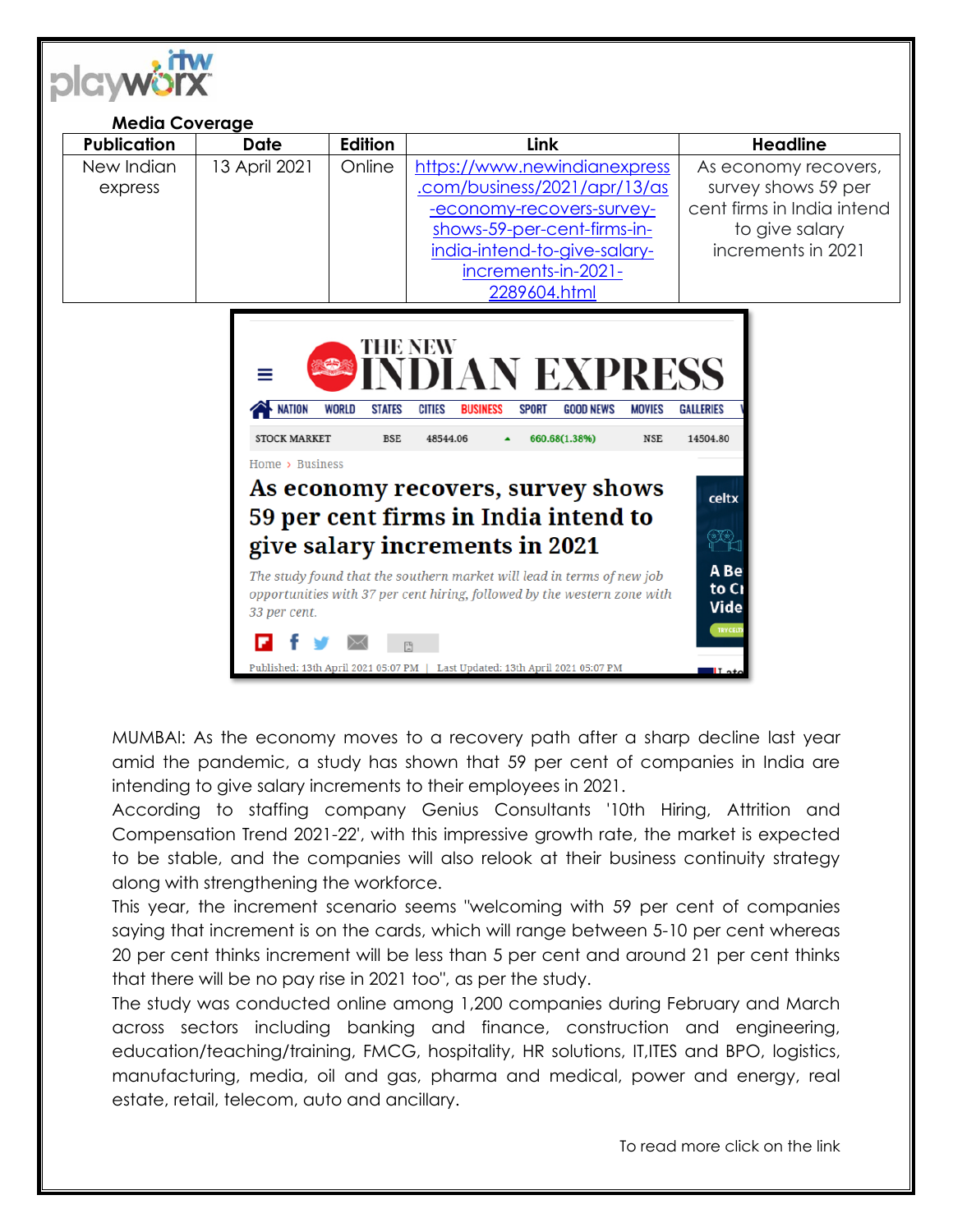**Media Coverage**

| Publication | Date | Edition | Link | Headline |
|---|---|---|---|---|
| New Indian express | 13 April 2021 | Online | https://www.newindianexpress.com/business/2021/apr/13/as-economy-recovers-survey-shows-59-per-cent-firms-in-india-intend-to-give-salary-increments-in-2021-2289604.html | As economy recovers, survey shows 59 per cent firms in India intend to give salary increments in 2021 |

# As economy recovers, survey shows 59 per cent firms in India intend to give salary increments in 2021

*The study found that the southern market will lead in terms of new job opportunities with 37 per cent hiring, followed by the western zone with 33 per cent.*

Published: 13th April 2021 05:07 PM | Last Updated: 13th April 2021 05:07 PM

MUMBAI: As the economy moves to a recovery path after a sharp decline last year amid the pandemic, a study has shown that 59 per cent of companies in India are intending to give salary increments to their employees in 2021.

According to staffing company Genius Consultants '10th Hiring, Attrition and Compensation Trend 2021-22', with this impressive growth rate, the market is expected to be stable, and the companies will also relook at their business continuity strategy along with strengthening the workforce.

This year, the increment scenario seems "welcoming with 59 per cent of companies saying that increment is on the cards, which will range between 5-10 per cent whereas 20 per cent thinks increment will be less than 5 per cent and around 21 per cent thinks that there will be no pay rise in 2021 too", as per the study.

The study was conducted online among 1,200 companies during February and March across sectors including banking and finance, construction and engineering, education/teaching/training, FMCG, hospitality, HR solutions, IT,ITES and BPO, logistics, manufacturing, media, oil and gas, pharma and medical, power and energy, real estate, retail, telecom, auto and ancillary.

To read more click on the link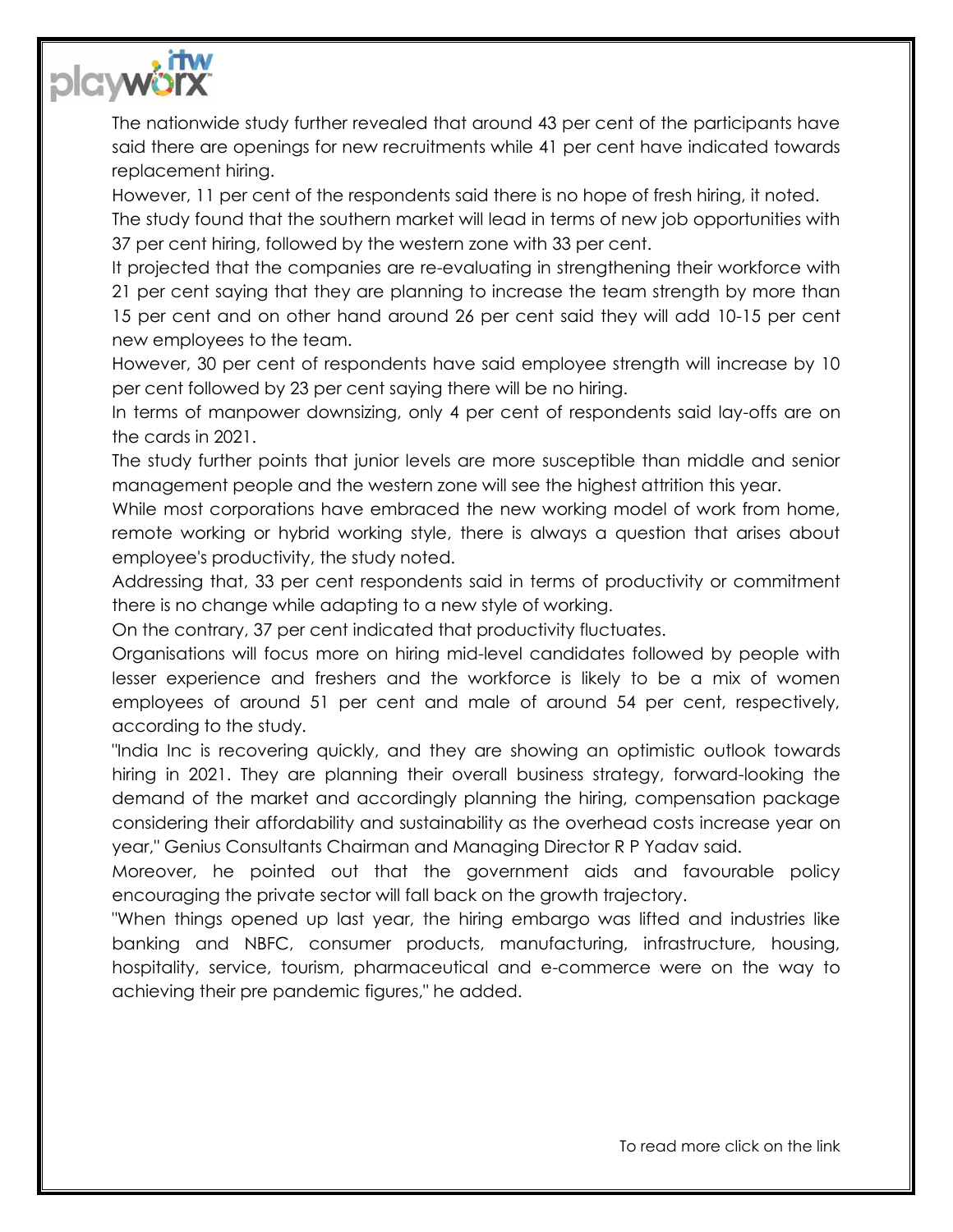The nationwide study further revealed that around 43 per cent of the participants have said there are openings for new recruitments while 41 per cent have indicated towards replacement hiring.

However, 11 per cent of the respondents said there is no hope of fresh hiring, it noted.

The study found that the southern market will lead in terms of new job opportunities with 37 per cent hiring, followed by the western zone with 33 per cent.

It projected that the companies are re-evaluating in strengthening their workforce with 21 per cent saying that they are planning to increase the team strength by more than 15 per cent and on other hand around 26 per cent said they will add 10-15 per cent new employees to the team.

However, 30 per cent of respondents have said employee strength will increase by 10 per cent followed by 23 per cent saying there will be no hiring.

In terms of manpower downsizing, only 4 per cent of respondents said lay-offs are on the cards in 2021.

The study further points that junior levels are more susceptible than middle and senior management people and the western zone will see the highest attrition this year.

While most corporations have embraced the new working model of work from home, remote working or hybrid working style, there is always a question that arises about employee's productivity, the study noted.

Addressing that, 33 per cent respondents said in terms of productivity or commitment there is no change while adapting to a new style of working.

On the contrary, 37 per cent indicated that productivity fluctuates.

Organisations will focus more on hiring mid-level candidates followed by people with lesser experience and freshers and the workforce is likely to be a mix of women employees of around 51 per cent and male of around 54 per cent, respectively, according to the study.

"India Inc is recovering quickly, and they are showing an optimistic outlook towards hiring in 2021. They are planning their overall business strategy, forward-looking the demand of the market and accordingly planning the hiring, compensation package considering their affordability and sustainability as the overhead costs increase year on year," Genius Consultants Chairman and Managing Director R P Yadav said.

Moreover, he pointed out that the government aids and favourable policy encouraging the private sector will fall back on the growth trajectory.

"When things opened up last year, the hiring embargo was lifted and industries like banking and NBFC, consumer products, manufacturing, infrastructure, housing, hospitality, service, tourism, pharmaceutical and e-commerce were on the way to achieving their pre pandemic figures," he added.

To read more click on the link